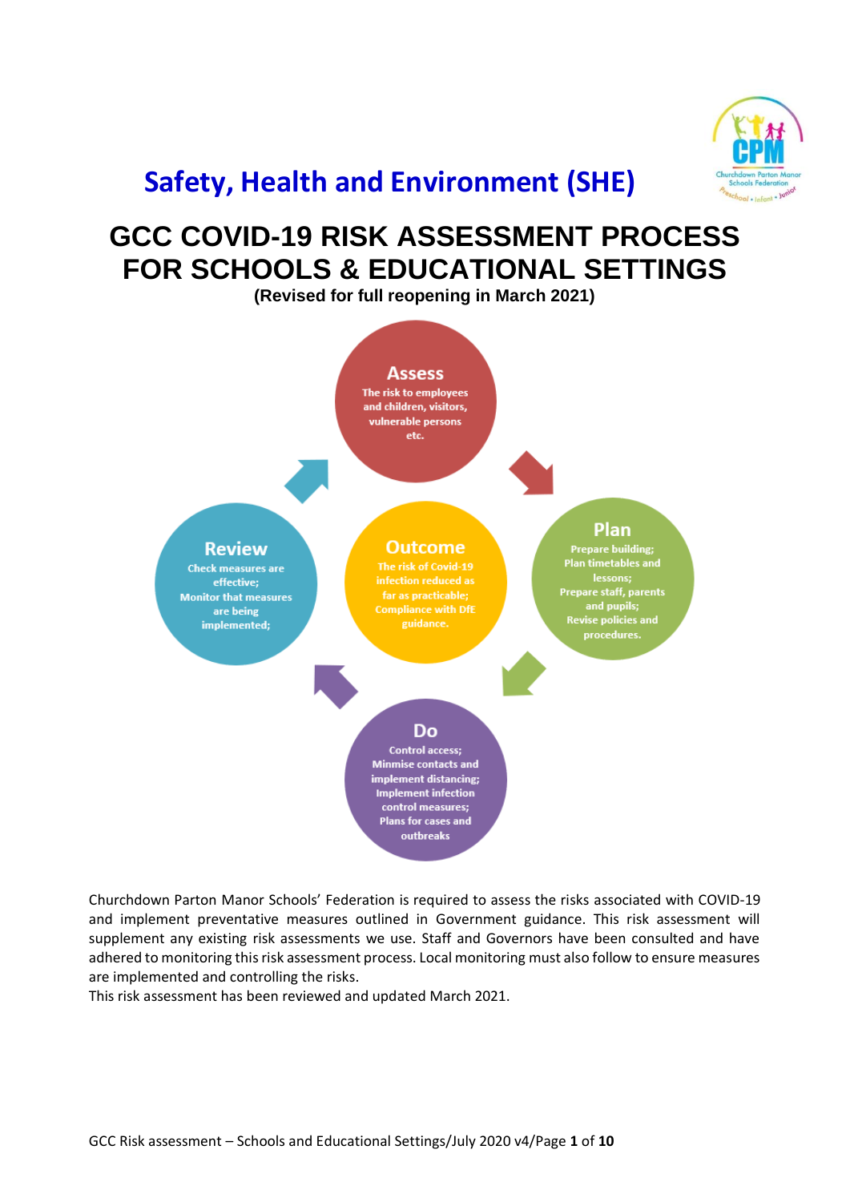# Safety, Health and Environment (SHE)

# GCC COVID-19 RISK ASSESSMENT PROCESS FOR SCHOOLS & EDUCATIONAL SETTINGS

**(Revised for full reopening in March 2021)**

**Assess**
The risk to employees and children, visitors, vulnerable persons etc.

**Plan**
Prepare building;
Plan timetables and lessons;
Prepare staff, parents and pupils;
Revise policies and procedures.

**Do**
Control access;
Minmise contacts and implement distancing;
Implement infection control measures;
Plans for cases and outbreaks

**Review**
Check measures are effective;
Monitor that measures are being implemented;

**Outcome**
The risk of Covid-19 infection reduced as far as practicable;
Compliance with DfE guidance.

Churchdown Parton Manor Schools' Federation is required to assess the risks associated with COVID-19 and implement preventative measures outlined in Government guidance. This risk assessment will supplement any existing risk assessments we use. Staff and Governors have been consulted and have adhered to monitoring this risk assessment process. Local monitoring must also follow to ensure measures are implemented and controlling the risks.

This risk assessment has been reviewed and updated March 2021.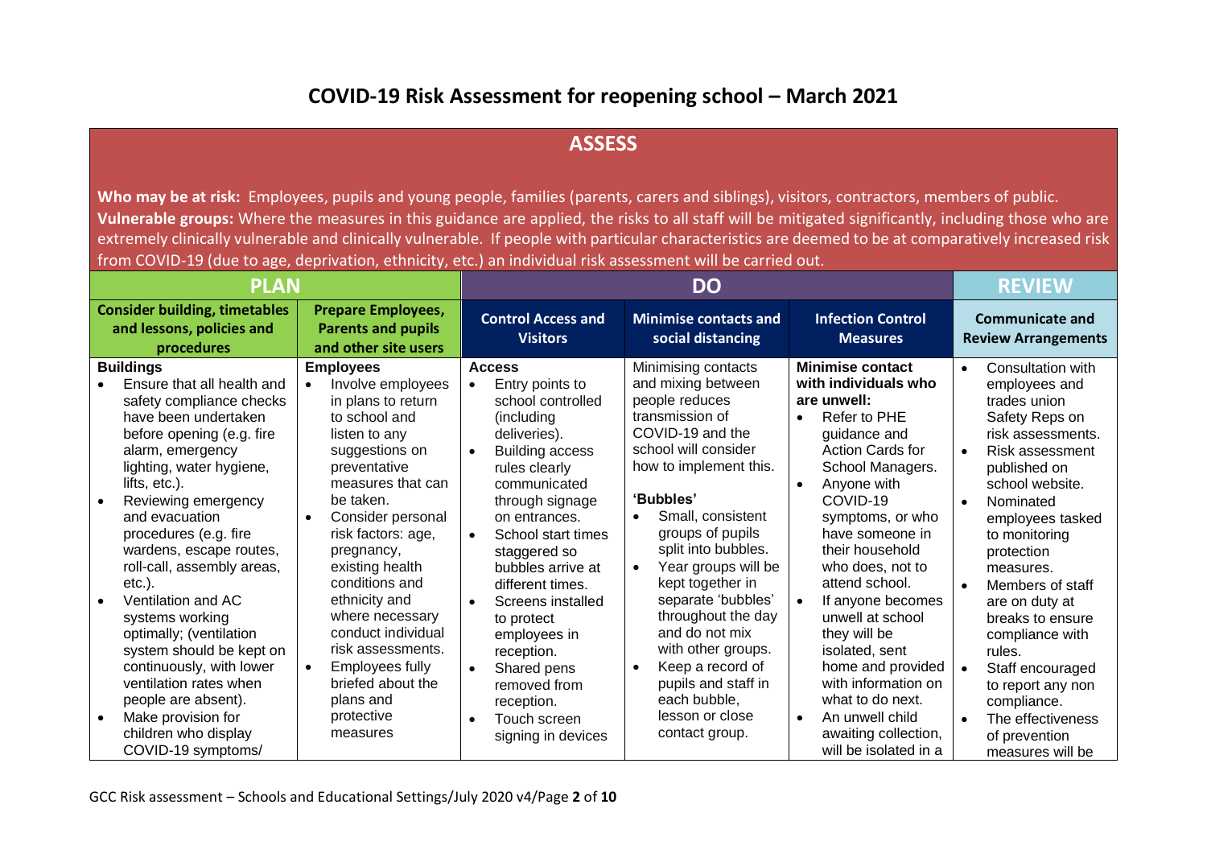# COVID-19 Risk Assessment for reopening school – March 2021

## ASSESS

**Who may be at risk:** Employees, pupils and young people, families (parents, carers and siblings), visitors, contractors, members of public.
**Vulnerable groups:** Where the measures in this guidance are applied, the risks to all staff will be mitigated significantly, including those who are extremely clinically vulnerable and clinically vulnerable. If people with particular characteristics are deemed to be at comparatively increased risk from COVID-19 (due to age, deprivation, ethnicity, etc.) an individual risk assessment will be carried out.

| PLAN | | DO | | | REVIEW |
|---|---|---|---|---|---|
| **Consider building, timetables and lessons, policies and procedures** | **Prepare Employees, Parents and pupils and other site users** | **Control Access and Visitors** | **Minimise contacts and social distancing** | **Infection Control Measures** | **Communicate and Review Arrangements** |
| **Buildings**<br>• Ensure that all health and safety compliance checks have been undertaken before opening (e.g. fire alarm, emergency lighting, water hygiene, lifts, etc.).<br>• Reviewing emergency and evacuation procedures (e.g. fire wardens, escape routes, roll-call, assembly areas, etc.).<br>• Ventilation and AC systems working optimally; (ventilation system should be kept on continuously, with lower ventilation rates when people are absent).<br>• Make provision for children who display COVID-19 symptoms/ | **Employees**<br>• Involve employees in plans to return to school and listen to any suggestions on preventative measures that can be taken.<br>• Consider personal risk factors: age, pregnancy, existing health conditions and ethnicity and where necessary conduct individual risk assessments.<br>• Employees fully briefed about the plans and protective measures | **Access**<br>• Entry points to school controlled (including deliveries).<br>• Building access rules clearly communicated through signage on entrances.<br>• School start times staggered so bubbles arrive at different times.<br>• Screens installed to protect employees in reception.<br>• Shared pens removed from reception.<br>• Touch screen signing in devices | Minimising contacts and mixing between people reduces transmission of COVID-19 and the school will consider how to implement this.<br><br>**'Bubbles'**<br>• Small, consistent groups of pupils split into bubbles.<br>• Year groups will be kept together in separate 'bubbles' throughout the day and do not mix with other groups.<br>• Keep a record of pupils and staff in each bubble, lesson or close contact group. | **Minimise contact with individuals who are unwell:**<br>• Refer to PHE guidance and Action Cards for School Managers.<br>• Anyone with COVID-19 symptoms, or who have someone in their household who does, not to attend school.<br>• If anyone becomes unwell at school they will be isolated, sent home and provided with information on what to do next.<br>• An unwell child awaiting collection, will be isolated in a | • Consultation with employees and trades union Safety Reps on risk assessments.<br>• Risk assessment published on school website.<br>• Nominated employees tasked to monitoring protection measures.<br>• Members of staff are on duty at breaks to ensure compliance with rules.<br>• Staff encouraged to report any non compliance.<br>• The effectiveness of prevention measures will be |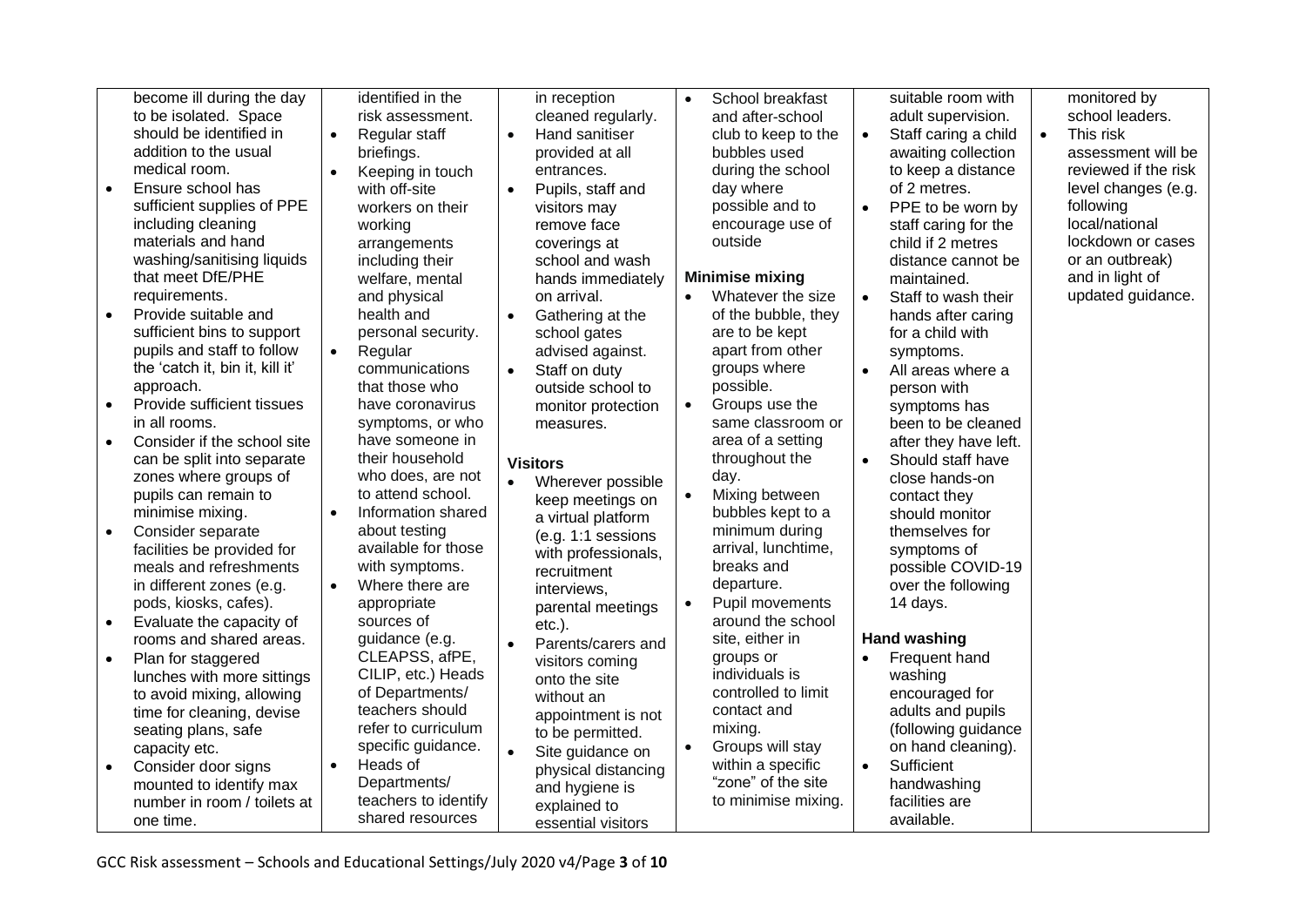| | | | | | |
|---|---|---|---|---|---|
| become ill during the day to be isolated. Space should be identified in addition to the usual medical room.<br>• Ensure school has sufficient supplies of PPE including cleaning materials and hand washing/sanitising liquids that meet DfE/PHE requirements.<br>• Provide suitable and sufficient bins to support pupils and staff to follow the 'catch it, bin it, kill it' approach.<br>• Provide sufficient tissues in all rooms.<br>• Consider if the school site can be split into separate zones where groups of pupils can remain to minimise mixing.<br>• Consider separate facilities be provided for meals and refreshments in different zones (e.g. pods, kiosks, cafes).<br>• Evaluate the capacity of rooms and shared areas.<br>• Plan for staggered lunches with more sittings to avoid mixing, allowing time for cleaning, devise seating plans, safe capacity etc.<br>• Consider door signs mounted to identify max number in room / toilets at one time. | identified in the risk assessment.<br>• Regular staff briefings.<br>• Keeping in touch with off-site workers on their working arrangements including their welfare, mental and physical health and personal security.<br>• Regular communications that those who have coronavirus symptoms, or who have someone in their household who does, are not to attend school.<br>• Information shared about testing available for those with symptoms.<br>• Where there are appropriate sources of guidance (e.g. CLEAPSS, afPE, CILIP, etc.) Heads of Departments/ teachers should refer to curriculum specific guidance.<br>• Heads of Departments/ teachers to identify shared resources | in reception cleaned regularly.<br>• Hand sanitiser provided at all entrances.<br>• Pupils, staff and visitors may remove face coverings at school and wash hands immediately on arrival.<br>• Gathering at the school gates advised against.<br>• Staff on duty outside school to monitor protection measures.<br><br>**Visitors**<br>• Wherever possible keep meetings on a virtual platform (e.g. 1:1 sessions with professionals, recruitment interviews, parental meetings etc.).<br>• Parents/carers and visitors coming onto the site without an appointment is not to be permitted.<br>• Site guidance on physical distancing and hygiene is explained to essential visitors | • School breakfast and after-school club to keep to the bubbles used during the school day where possible and to encourage use of outside<br><br>**Minimise mixing**<br>• Whatever the size of the bubble, they are to be kept apart from other groups where possible.<br>• Groups use the same classroom or area of a setting throughout the day.<br>• Mixing between bubbles kept to a minimum during arrival, lunchtime, breaks and departure.<br>• Pupil movements around the school site, either in groups or individuals is controlled to limit contact and mixing.<br>• Groups will stay within a specific "zone" of the site to minimise mixing. | suitable room with adult supervision.<br>• Staff caring a child awaiting collection to keep a distance of 2 metres.<br>• PPE to be worn by staff caring for the child if 2 metres distance cannot be maintained.<br>• Staff to wash their hands after caring for a child with symptoms.<br>• All areas where a person with symptoms has been to be cleaned after they have left.<br>• Should staff have close hands-on contact they should monitor themselves for symptoms of possible COVID-19 over the following 14 days.<br><br>**Hand washing**<br>• Frequent hand washing encouraged for adults and pupils (following guidance on hand cleaning).<br>• Sufficient handwashing facilities are available. | monitored by school leaders.<br>• This risk assessment will be reviewed if the risk level changes (e.g. following local/national lockdown or cases or an outbreak) and in light of updated guidance. |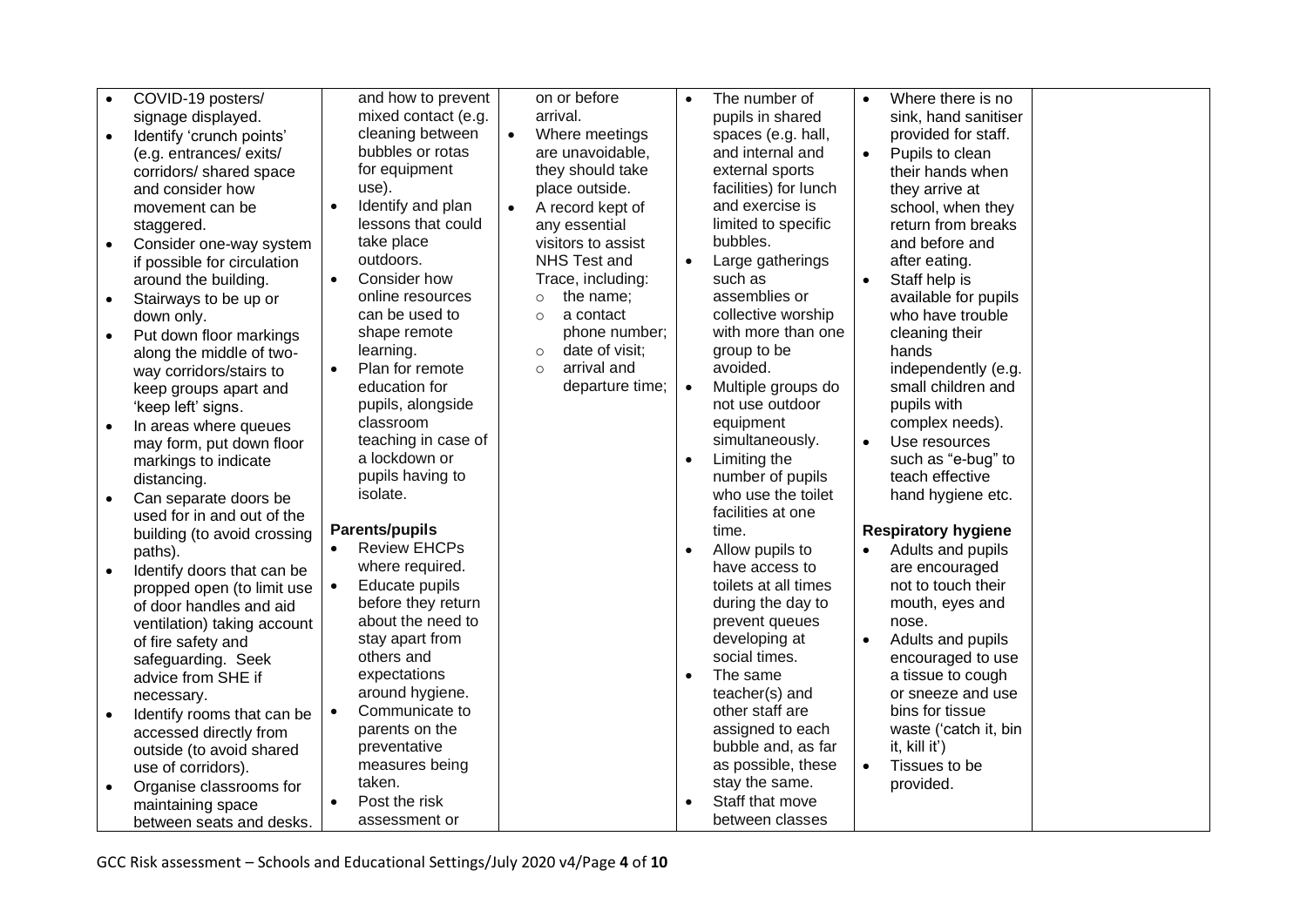| | | | | | |
|---|---|---|---|---|---|
| <ul><li>COVID-19 posters/ signage displayed.</li><li>Identify 'crunch points' (e.g. entrances/ exits/ corridors/ shared space and consider how movement can be staggered.</li><li>Consider one-way system if possible for circulation around the building.</li><li>Stairways to be up or down only.</li><li>Put down floor markings along the middle of two-way corridors/stairs to keep groups apart and 'keep left' signs.</li><li>In areas where queues may form, put down floor markings to indicate distancing.</li><li>Can separate doors be used for in and out of the building (to avoid crossing paths).</li><li>Identify doors that can be propped open (to limit use of door handles and aid ventilation) taking account of fire safety and safeguarding. Seek advice from SHE if necessary.</li><li>Identify rooms that can be accessed directly from outside (to avoid shared use of corridors).</li><li>Organise classrooms for maintaining space between seats and desks.</li></ul> | and how to prevent mixed contact (e.g. cleaning between bubbles or rotas for equipment use).<ul><li>Identify and plan lessons that could take place outdoors.</li><li>Consider how online resources can be used to shape remote learning.</li><li>Plan for remote education for pupils, alongside classroom teaching in case of a lockdown or pupils having to isolate.</li></ul>**Parents/pupils**<ul><li>Review EHCPs where required.</li><li>Educate pupils before they return about the need to stay apart from others and expectations around hygiene.</li><li>Communicate to parents on the preventative measures being taken.</li><li>Post the risk assessment or</li></ul> | on or before arrival.<ul><li>Where meetings are unavoidable, they should take place outside.</li><li>A record kept of any essential visitors to assist NHS Test and Trace, including:<ul><li>the name;</li><li>a contact phone number;</li><li>date of visit;</li><li>arrival and departure time;</li></ul></li></ul> | <ul><li>The number of pupils in shared spaces (e.g. hall, and internal and external sports facilities) for lunch and exercise is limited to specific bubbles.</li><li>Large gatherings such as assemblies or collective worship with more than one group to be avoided.</li><li>Multiple groups do not use outdoor equipment simultaneously.</li><li>Limiting the number of pupils who use the toilet facilities at one time.</li><li>Allow pupils to have access to toilets at all times during the day to prevent queues developing at social times.</li><li>The same teacher(s) and other staff are assigned to each bubble and, as far as possible, these stay the same.</li><li>Staff that move between classes</li></ul> | <ul><li>Where there is no sink, hand sanitiser provided for staff.</li><li>Pupils to clean their hands when they arrive at school, when they return from breaks and before and after eating.</li><li>Staff help is available for pupils who have trouble cleaning their hands independently (e.g. small children and pupils with complex needs).</li><li>Use resources such as "e-bug" to teach effective hand hygiene etc.</li></ul>**Respiratory hygiene**<ul><li>Adults and pupils are encouraged not to touch their mouth, eyes and nose.</li><li>Adults and pupils encouraged to use a tissue to cough or sneeze and use bins for tissue waste ('catch it, bin it, kill it')</li><li>Tissues to be provided.</li></ul> | |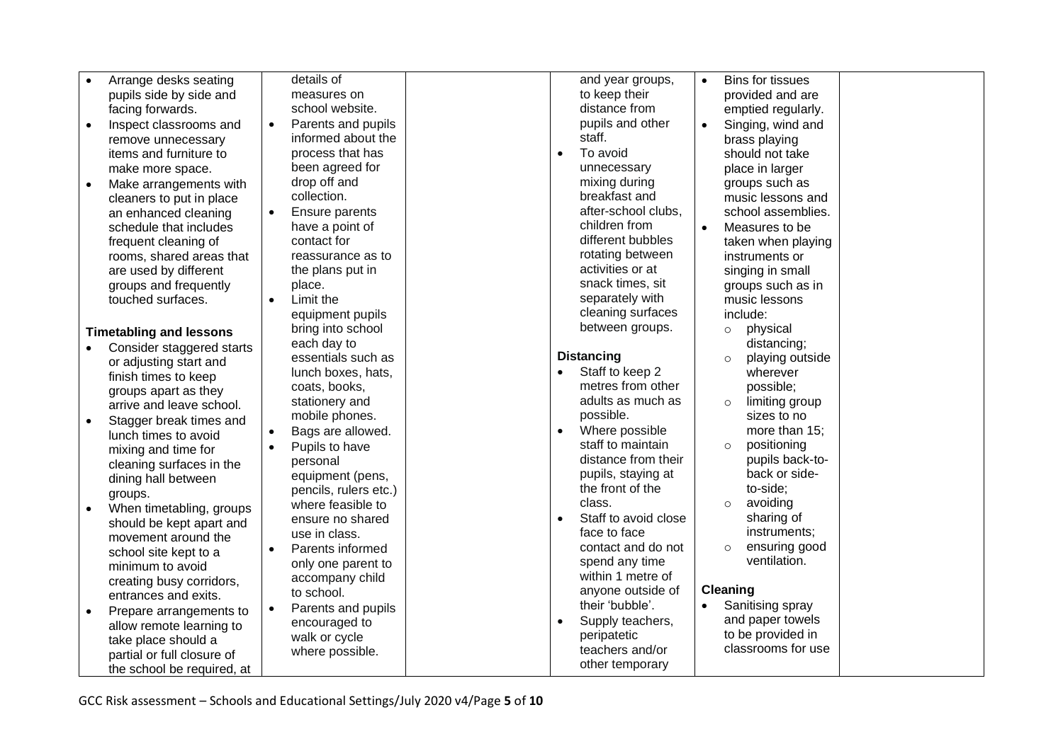| | | | | | |
|---|---|---|---|---|---|
| • Arrange desks seating pupils side by side and facing forwards.<br>• Inspect classrooms and remove unnecessary items and furniture to make more space.<br>• Make arrangements with cleaners to put in place an enhanced cleaning schedule that includes frequent cleaning of rooms, shared areas that are used by different groups and frequently touched surfaces.<br><br>**Timetabling and lessons**<br>• Consider staggered starts or adjusting start and finish times to keep groups apart as they arrive and leave school.<br>• Stagger break times and lunch times to avoid mixing and time for cleaning surfaces in the dining hall between groups.<br>• When timetabling, groups should be kept apart and movement around the school site kept to a minimum to avoid creating busy corridors, entrances and exits.<br>• Prepare arrangements to allow remote learning to take place should a partial or full closure of the school be required, at | details of measures on school website.<br>• Parents and pupils informed about the process that has been agreed for drop off and collection.<br>• Ensure parents have a point of contact for reassurance as to the plans put in place.<br>• Limit the equipment pupils bring into school each day to essentials such as lunch boxes, hats, coats, books, stationery and mobile phones.<br>• Bags are allowed.<br>• Pupils to have personal equipment (pens, pencils, rulers etc.) where feasible to ensure no shared use in class.<br>• Parents informed only one parent to accompany child to school.<br>• Parents and pupils encouraged to walk or cycle where possible. | | and year groups, to keep their distance from pupils and other staff.<br>• To avoid unnecessary mixing during breakfast and after-school clubs, children from different bubbles rotating between activities or at snack times, sit separately with cleaning surfaces between groups.<br><br>**Distancing**<br>• Staff to keep 2 metres from other adults as much as possible.<br>• Where possible staff to maintain distance from their pupils, staying at the front of the class.<br>• Staff to avoid close face to face contact and do not spend any time within 1 metre of anyone outside of their 'bubble'.<br>• Supply teachers, peripatetic teachers and/or other temporary | • Bins for tissues provided and are emptied regularly.<br>• Singing, wind and brass playing should not take place in larger groups such as music lessons and school assemblies.<br>• Measures to be taken when playing instruments or singing in small groups such as in music lessons include:<br>  ○ physical distancing;<br>  ○ playing outside wherever possible;<br>  ○ limiting group sizes to no more than 15;<br>  ○ positioning pupils back-to-back or side-to-side;<br>  ○ avoiding sharing of instruments;<br>  ○ ensuring good ventilation.<br><br>**Cleaning**<br>• Sanitising spray and paper towels to be provided in classrooms for use | |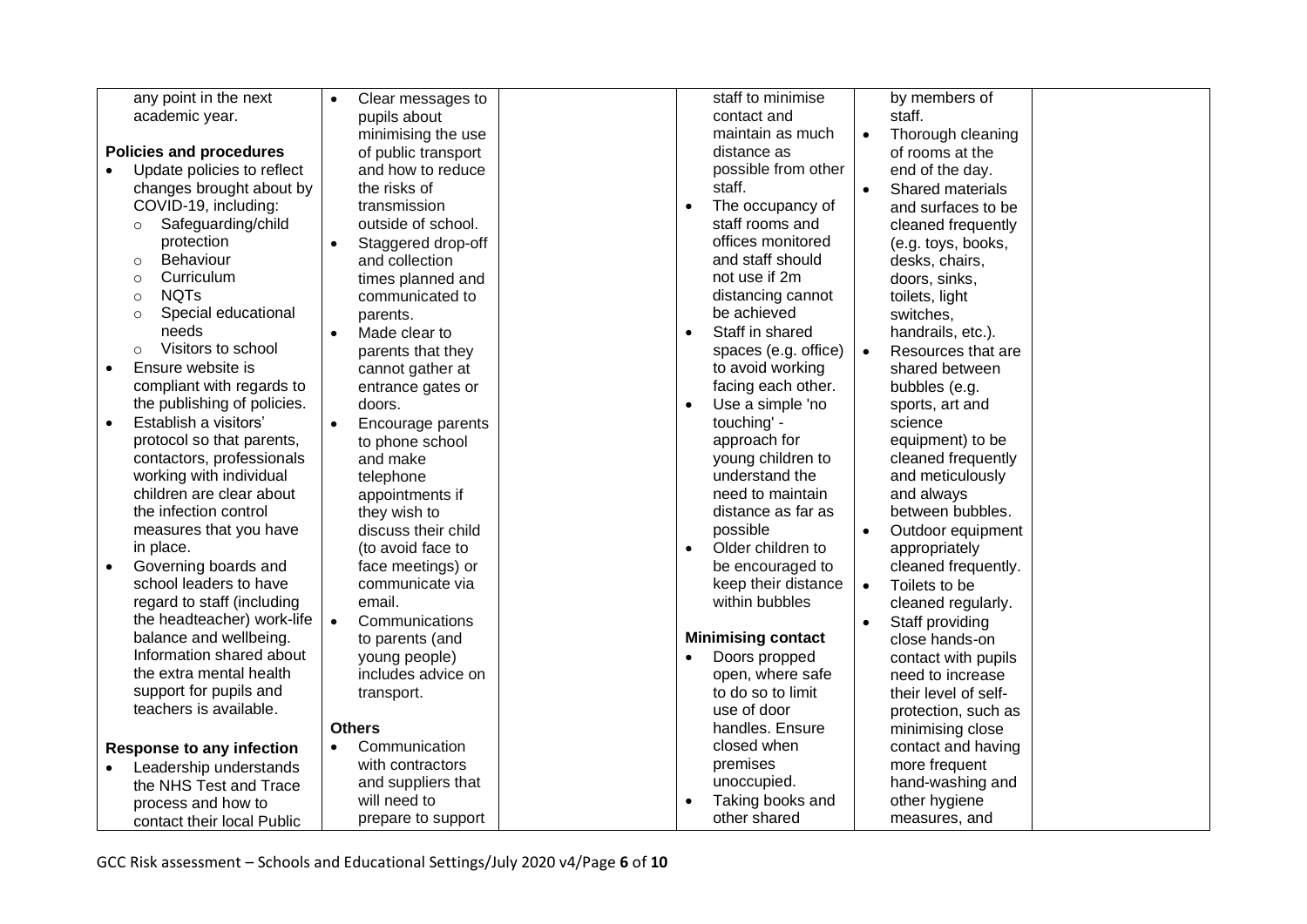| | | | | | |
|---|---|---|---|---|---|
| any point in the next academic year.<br><br>**Policies and procedures**<br>• Update policies to reflect changes brought about by COVID-19, including:<br>  ○ Safeguarding/child protection<br>  ○ Behaviour<br>  ○ Curriculum<br>  ○ NQTs<br>  ○ Special educational needs<br>  ○ Visitors to school<br>• Ensure website is compliant with regards to the publishing of policies.<br>• Establish a visitors' protocol so that parents, contactors, professionals working with individual children are clear about the infection control measures that you have in place.<br>• Governing boards and school leaders to have regard to staff (including the headteacher) work-life balance and wellbeing. Information shared about the extra mental health support for pupils and teachers is available.<br><br>**Response to any infection**<br>• Leadership understands the NHS Test and Trace process and how to contact their local Public | • Clear messages to pupils about minimising the use of public transport and how to reduce the risks of transmission outside of school.<br>• Staggered drop-off and collection times planned and communicated to parents.<br>• Made clear to parents that they cannot gather at entrance gates or doors.<br>• Encourage parents to phone school and make telephone appointments if they wish to discuss their child (to avoid face to face meetings) or communicate via email.<br>• Communications to parents (and young people) includes advice on transport.<br><br>**Others**<br>• Communication with contractors and suppliers that will need to prepare to support | | staff to minimise contact and maintain as much distance as possible from other staff.<br>• The occupancy of staff rooms and offices monitored and staff should not use if 2m distancing cannot be achieved<br>• Staff in shared spaces (e.g. office) to avoid working facing each other.<br>• Use a simple 'no touching' - approach for young children to understand the need to maintain distance as far as possible<br>• Older children to be encouraged to keep their distance within bubbles<br><br>**Minimising contact**<br>• Doors propped open, where safe to do so to limit use of door handles. Ensure closed when premises unoccupied.<br>• Taking books and other shared | by members of staff.<br>• Thorough cleaning of rooms at the end of the day.<br>• Shared materials and surfaces to be cleaned frequently (e.g. toys, books, desks, chairs, doors, sinks, toilets, light switches, handrails, etc.).<br>• Resources that are shared between bubbles (e.g. sports, art and science equipment) to be cleaned frequently and meticulously and always between bubbles.<br>• Outdoor equipment appropriately cleaned frequently.<br>• Toilets to be cleaned regularly.<br>• Staff providing close hands-on contact with pupils need to increase their level of self-protection, such as minimising close contact and having more frequent hand-washing and other hygiene measures, and | |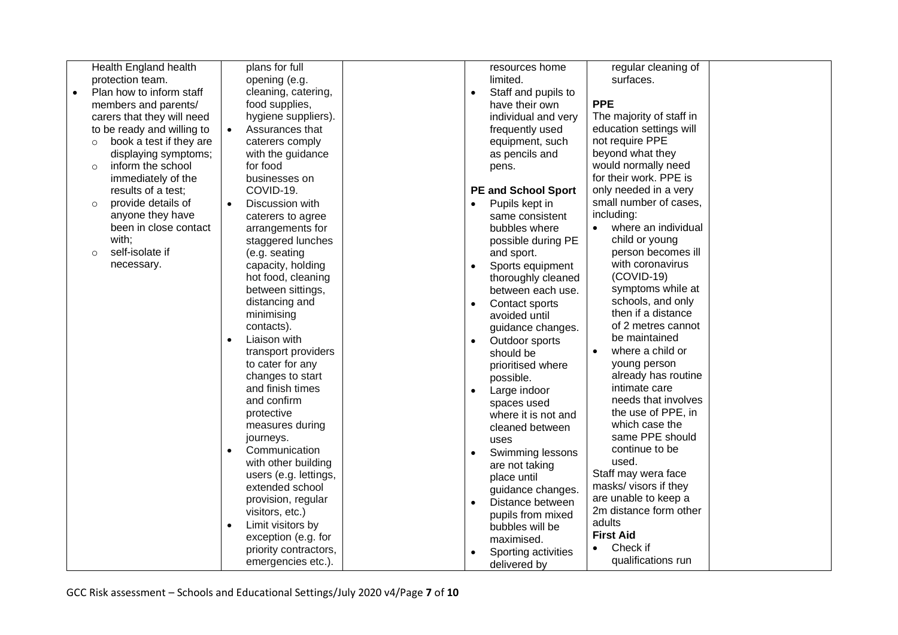| | | | | | |
|---|---|---|---|---|---|
| Health England health protection team.<br>• Plan how to inform staff members and parents/ carers that they will need to be ready and willing to<br>  ○ book a test if they are displaying symptoms;<br>  ○ inform the school immediately of the results of a test;<br>  ○ provide details of anyone they have been in close contact with;<br>  ○ self-isolate if necessary. | plans for full opening (e.g. cleaning, catering, food supplies, hygiene suppliers).<br>• Assurances that caterers comply with the guidance for food businesses on COVID-19.<br>• Discussion with caterers to agree arrangements for staggered lunches (e.g. seating capacity, holding hot food, cleaning between sittings, distancing and minimising contacts).<br>• Liaison with transport providers to cater for any changes to start and finish times and confirm protective measures during journeys.<br>• Communication with other building users (e.g. lettings, extended school provision, regular visitors, etc.)<br>• Limit visitors by exception (e.g. for priority contractors, emergencies etc.). | | resources home limited.<br>• Staff and pupils to have their own individual and very frequently used equipment, such as pencils and pens.<br><br>**PE and School Sport**<br>• Pupils kept in same consistent bubbles where possible during PE and sport.<br>• Sports equipment thoroughly cleaned between each use.<br>• Contact sports avoided until guidance changes.<br>• Outdoor sports should be prioritised where possible.<br>• Large indoor spaces used where it is not and cleaned between uses<br>• Swimming lessons are not taking place until guidance changes.<br>• Distance between pupils from mixed bubbles will be maximised.<br>• Sporting activities delivered by | regular cleaning of surfaces.<br><br>**PPE**<br>The majority of staff in education settings will not require PPE beyond what they would normally need for their work. PPE is only needed in a very small number of cases, including:<br>• where an individual child or young person becomes ill with coronavirus (COVID-19) symptoms while at schools, and only then if a distance of 2 metres cannot be maintained<br>• where a child or young person already has routine intimate care needs that involves the use of PPE, in which case the same PPE should continue to be used.<br>Staff may wera face masks/ visors if they are unable to keep a 2m distance form other adults<br>**First Aid**<br>• Check if qualifications run | |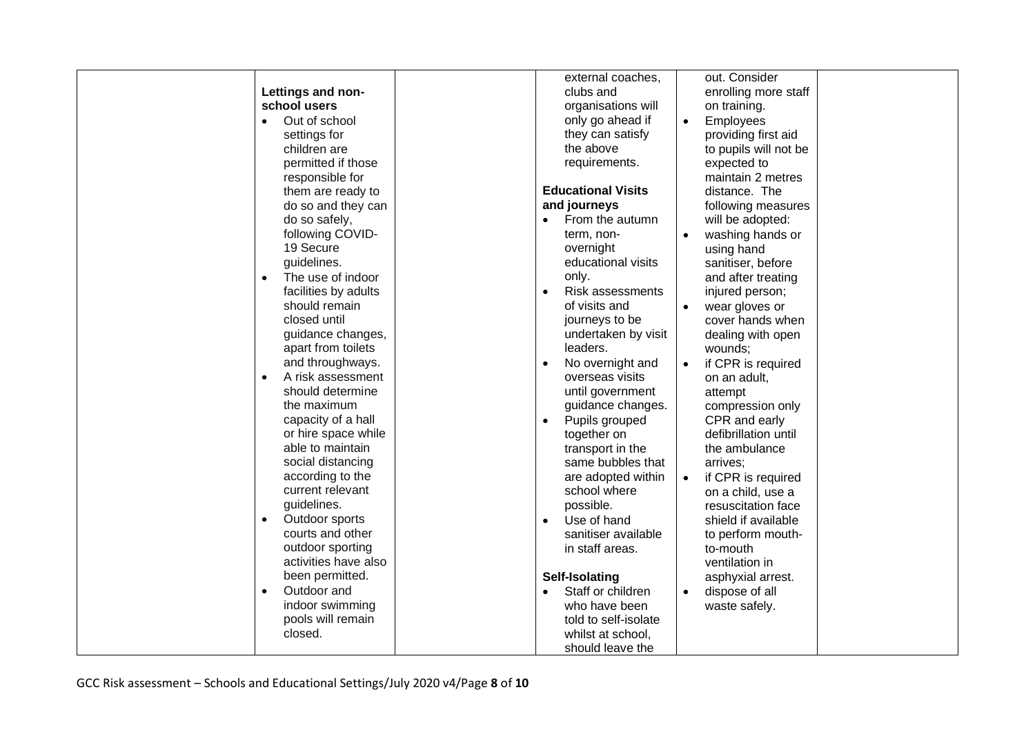| | | | | | |
|---|---|---|---|---|---|
| | **Lettings and non-school users**<br>• Out of school settings for children are permitted if those responsible for them are ready to do so and they can do so safely, following COVID-19 Secure guidelines.<br>• The use of indoor facilities by adults should remain closed until guidance changes, apart from toilets and throughways.<br>• A risk assessment should determine the maximum capacity of a hall or hire space while able to maintain social distancing according to the current relevant guidelines.<br>• Outdoor sports courts and other outdoor sporting activities have also been permitted.<br>• Outdoor and indoor swimming pools will remain closed. | | external coaches, clubs and organisations will only go ahead if they can satisfy the above requirements.<br><br>**Educational Visits and journeys**<br>• From the autumn term, non-overnight educational visits only.<br>• Risk assessments of visits and journeys to be undertaken by visit leaders.<br>• No overnight and overseas visits until government guidance changes.<br>• Pupils grouped together on transport in the same bubbles that are adopted within school where possible.<br>• Use of hand sanitiser available in staff areas.<br><br>**Self-Isolating**<br>• Staff or children who have been told to self-isolate whilst at school, should leave the | out. Consider enrolling more staff on training.<br>• Employees providing first aid to pupils will not be expected to maintain 2 metres distance. The following measures will be adopted:<br>• washing hands or using hand sanitiser, before and after treating injured person;<br>• wear gloves or cover hands when dealing with open wounds;<br>• if CPR is required on an adult, attempt compression only CPR and early defibrillation until the ambulance arrives;<br>• if CPR is required on a child, use a resuscitation face shield if available to perform mouth-to-mouth ventilation in asphyxial arrest.<br>• dispose of all waste safely. | |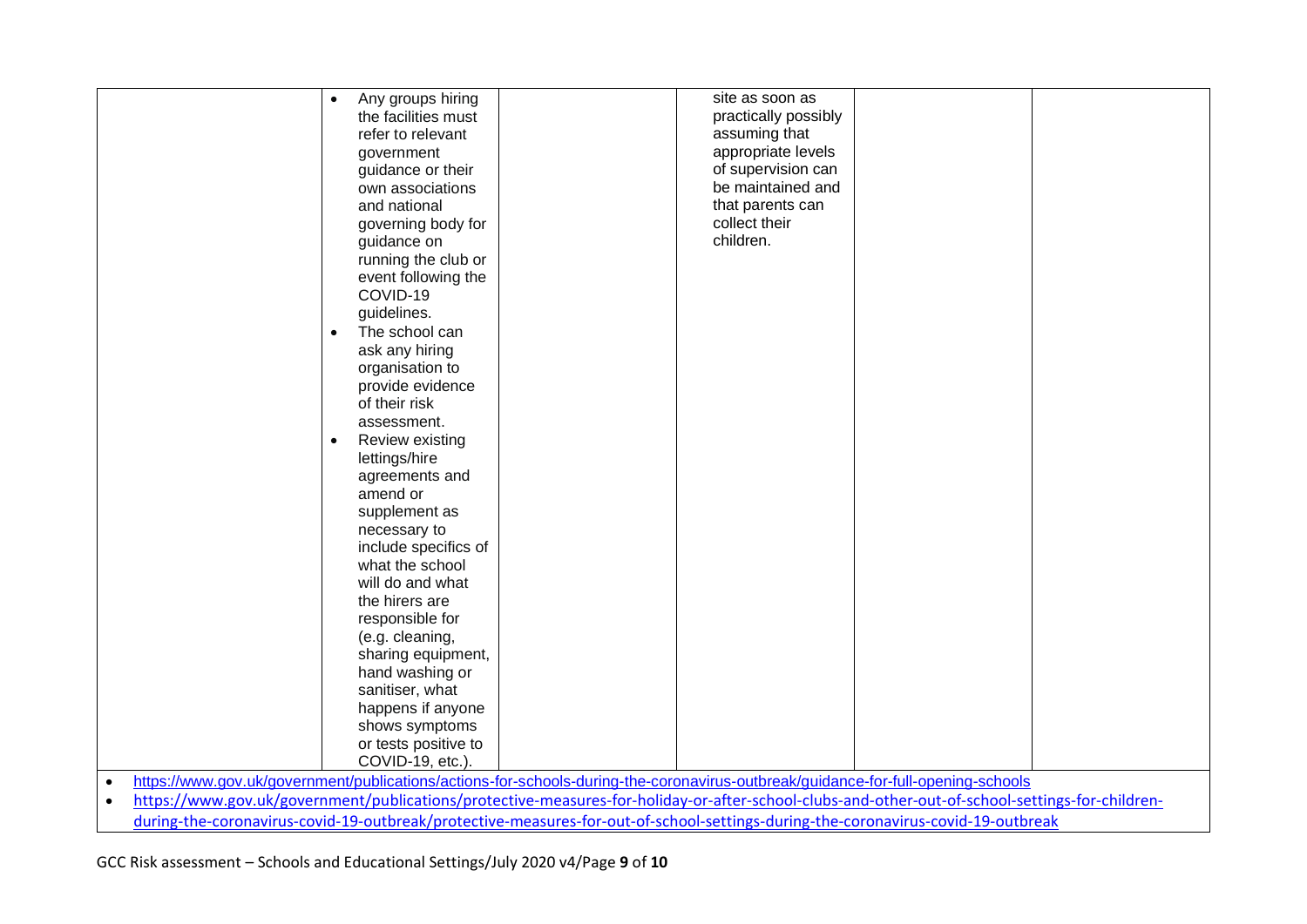| | | | | | |
|---|---|---|---|---|---|
| | <ul><li>Any groups hiring the facilities must refer to relevant government guidance or their own associations and national governing body for guidance on running the club or event following the COVID-19 guidelines.</li><li>The school can ask any hiring organisation to provide evidence of their risk assessment.</li><li>Review existing lettings/hire agreements and amend or supplement as necessary to include specifics of what the school will do and what the hirers are responsible for (e.g. cleaning, sharing equipment, hand washing or sanitiser, what happens if anyone shows symptoms or tests positive to COVID-19, etc.).</li></ul> | | site as soon as practically possibly assuming that appropriate levels of supervision can be maintained and that parents can collect their children. | | |

- https://www.gov.uk/government/publications/actions-for-schools-during-the-coronavirus-outbreak/guidance-for-full-opening-schools
- https://www.gov.uk/government/publications/protective-measures-for-holiday-or-after-school-clubs-and-other-out-of-school-settings-for-children-during-the-coronavirus-covid-19-outbreak/protective-measures-for-out-of-school-settings-during-the-coronavirus-covid-19-outbreak

GCC Risk assessment – Schools and Educational Settings/July 2020 v4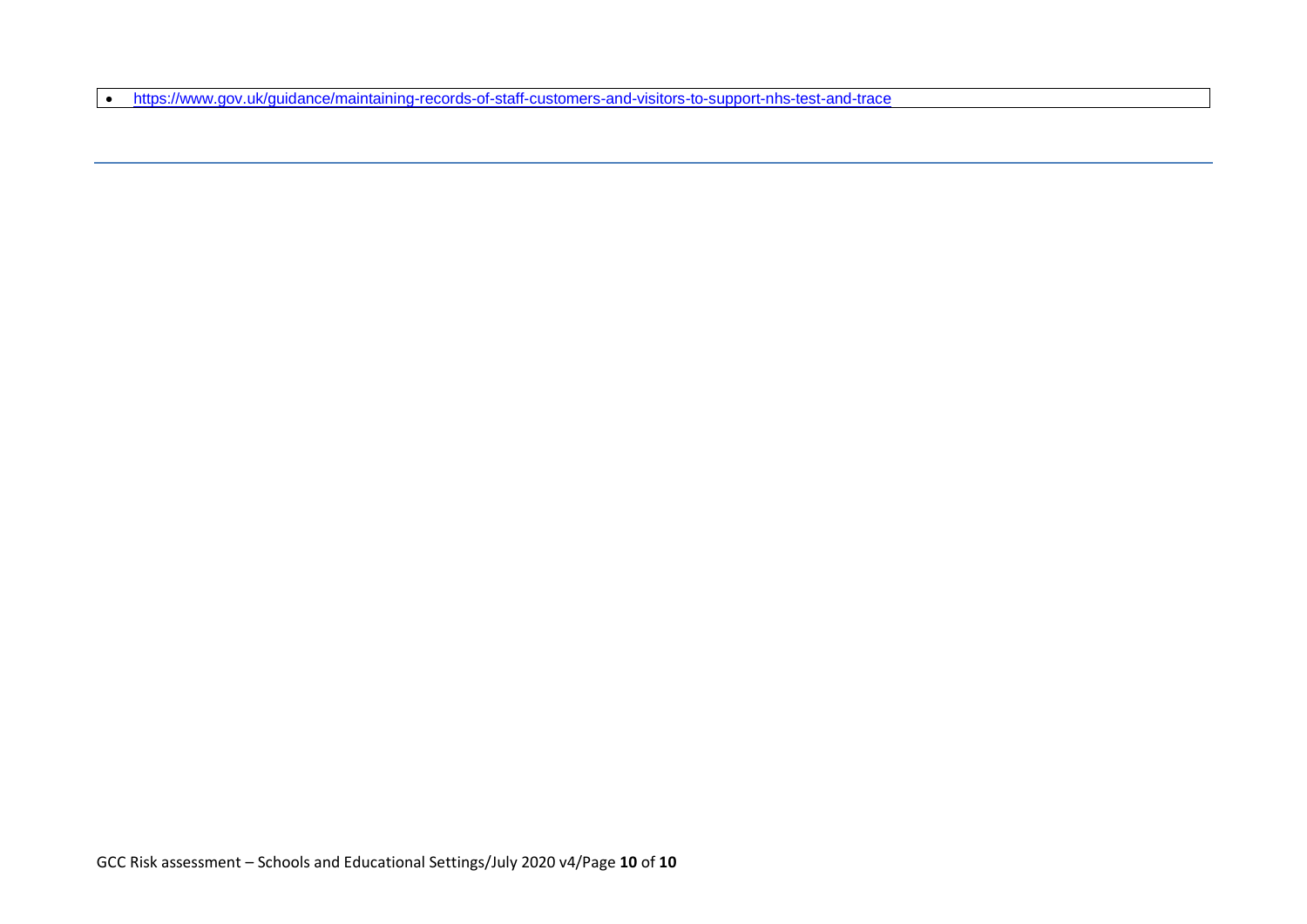- https://www.gov.uk/guidance/maintaining-records-of-staff-customers-and-visitors-to-support-nhs-test-and-trace